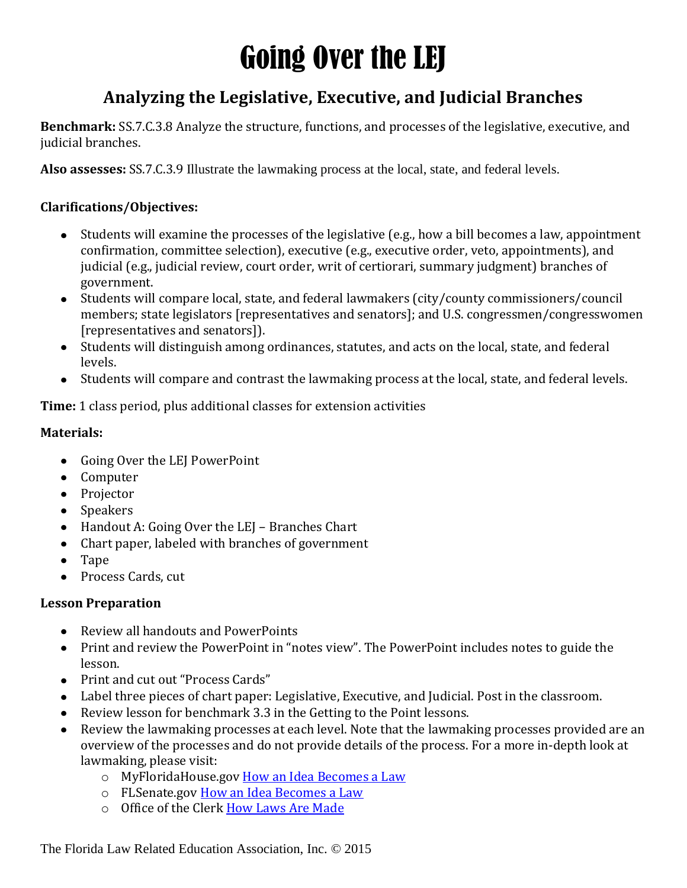# Going Over the LEJ

## Analyzing the Legislative, Executive, and Judicial Branches

**Benchmark:** SS.7.C.3.8 Analyze the structure, functions, and processes of the legislative, executive, and judicial branches.

**Also assesses:** SS.7.C.3.9 Illustrate the lawmaking process at the local, state, and federal levels.

**Clarifications/Objectives:**

- Students will examine the processes of the legislative (e.g., how a bill becomes a law, appointment confirmation, committee selection), executive (e.g., executive order, veto, appointments), and judicial (e.g., judicial review, court order, writ of certiorari, summary judgment) branches of government.
- Students will compare local, state, and federal lawmakers (city/county commissioners/council members; state legislators [representatives and senators]; and U.S. congressmen/congresswomen [representatives and senators]).
- Students will distinguish among ordinances, statutes, and acts on the local, state, and federal levels.
- Students will compare and contrast the lawmaking process at the local, state, and federal levels.

**Time:** 1 class period, plus additional classes for extension activities

**Materials:**

- Going Over the LEJ PowerPoint
- Computer
- Projector
- Speakers
- Handout A: Going Over the LEJ – Branches Chart
- Chart paper, labeled with branches of government
- Tape
- Process Cards, cut

**Lesson Preparation**

- Review all handouts and PowerPoints
- Print and review the PowerPoint in "notes view". The PowerPoint includes notes to guide the lesson.
- Print and cut out "Process Cards"
- Label three pieces of chart paper: Legislative, Executive, and Judicial. Post in the classroom.
- Review lesson for benchmark 3.3 in the Getting to the Point lessons.
- Review the lawmaking processes at each level. Note that the lawmaking processes provided are an overview of the processes and do not provide details of the process. For a more in-depth look at lawmaking, please visit:
  - MyFloridaHouse.gov How an Idea Becomes a Law
  - FLSenate.gov How an Idea Becomes a Law
  - Office of the Clerk How Laws Are Made

The Florida Law Related Education Association, Inc. © 2015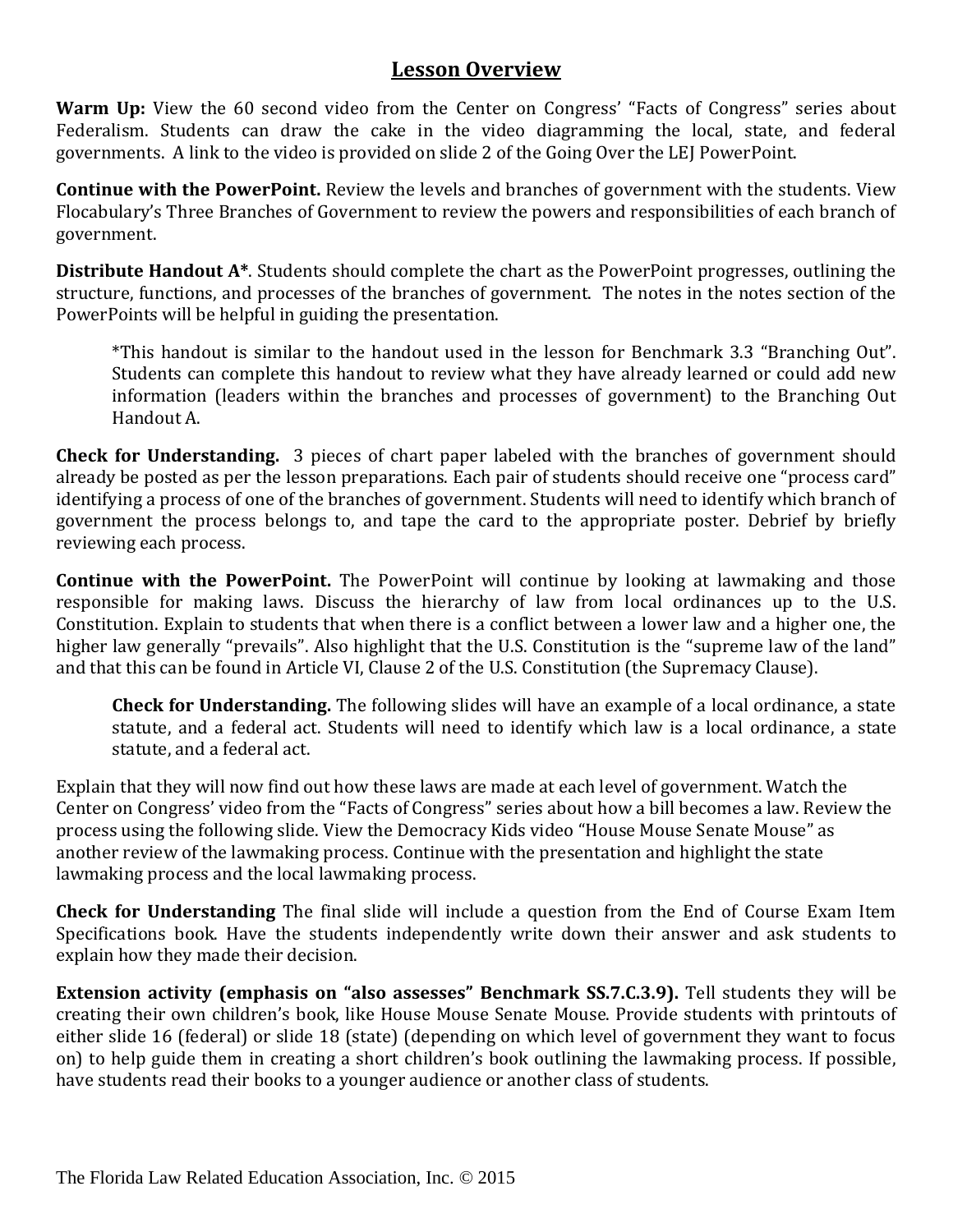## Lesson Overview

**Warm Up:** View the 60 second video from the Center on Congress' "Facts of Congress" series about Federalism. Students can draw the cake in the video diagramming the local, state, and federal governments. A link to the video is provided on slide 2 of the Going Over the LEJ PowerPoint.

**Continue with the PowerPoint.** Review the levels and branches of government with the students. View Flocabulary's Three Branches of Government to review the powers and responsibilities of each branch of government.

**Distribute Handout A***. Students should complete the chart as the PowerPoint progresses, outlining the structure, functions, and processes of the branches of government. The notes in the notes section of the PowerPoints will be helpful in guiding the presentation.

> *This handout is similar to the handout used in the lesson for Benchmark 3.3 "Branching Out". Students can complete this handout to review what they have already learned or could add new information (leaders within the branches and processes of government) to the Branching Out Handout A.

**Check for Understanding.** 3 pieces of chart paper labeled with the branches of government should already be posted as per the lesson preparations. Each pair of students should receive one "process card" identifying a process of one of the branches of government. Students will need to identify which branch of government the process belongs to, and tape the card to the appropriate poster. Debrief by briefly reviewing each process.

**Continue with the PowerPoint.** The PowerPoint will continue by looking at lawmaking and those responsible for making laws. Discuss the hierarchy of law from local ordinances up to the U.S. Constitution. Explain to students that when there is a conflict between a lower law and a higher one, the higher law generally "prevails". Also highlight that the U.S. Constitution is the "supreme law of the land" and that this can be found in Article VI, Clause 2 of the U.S. Constitution (the Supremacy Clause).

> **Check for Understanding.** The following slides will have an example of a local ordinance, a state statute, and a federal act. Students will need to identify which law is a local ordinance, a state statute, and a federal act.

Explain that they will now find out how these laws are made at each level of government. Watch the Center on Congress' video from the "Facts of Congress" series about how a bill becomes a law. Review the process using the following slide. View the Democracy Kids video "House Mouse Senate Mouse" as another review of the lawmaking process. Continue with the presentation and highlight the state lawmaking process and the local lawmaking process.

**Check for Understanding** The final slide will include a question from the End of Course Exam Item Specifications book. Have the students independently write down their answer and ask students to explain how they made their decision.

**Extension activity (emphasis on "also assesses" Benchmark SS.7.C.3.9).** Tell students they will be creating their own children's book, like House Mouse Senate Mouse. Provide students with printouts of either slide 16 (federal) or slide 18 (state) (depending on which level of government they want to focus on) to help guide them in creating a short children's book outlining the lawmaking process. If possible, have students read their books to a younger audience or another class of students.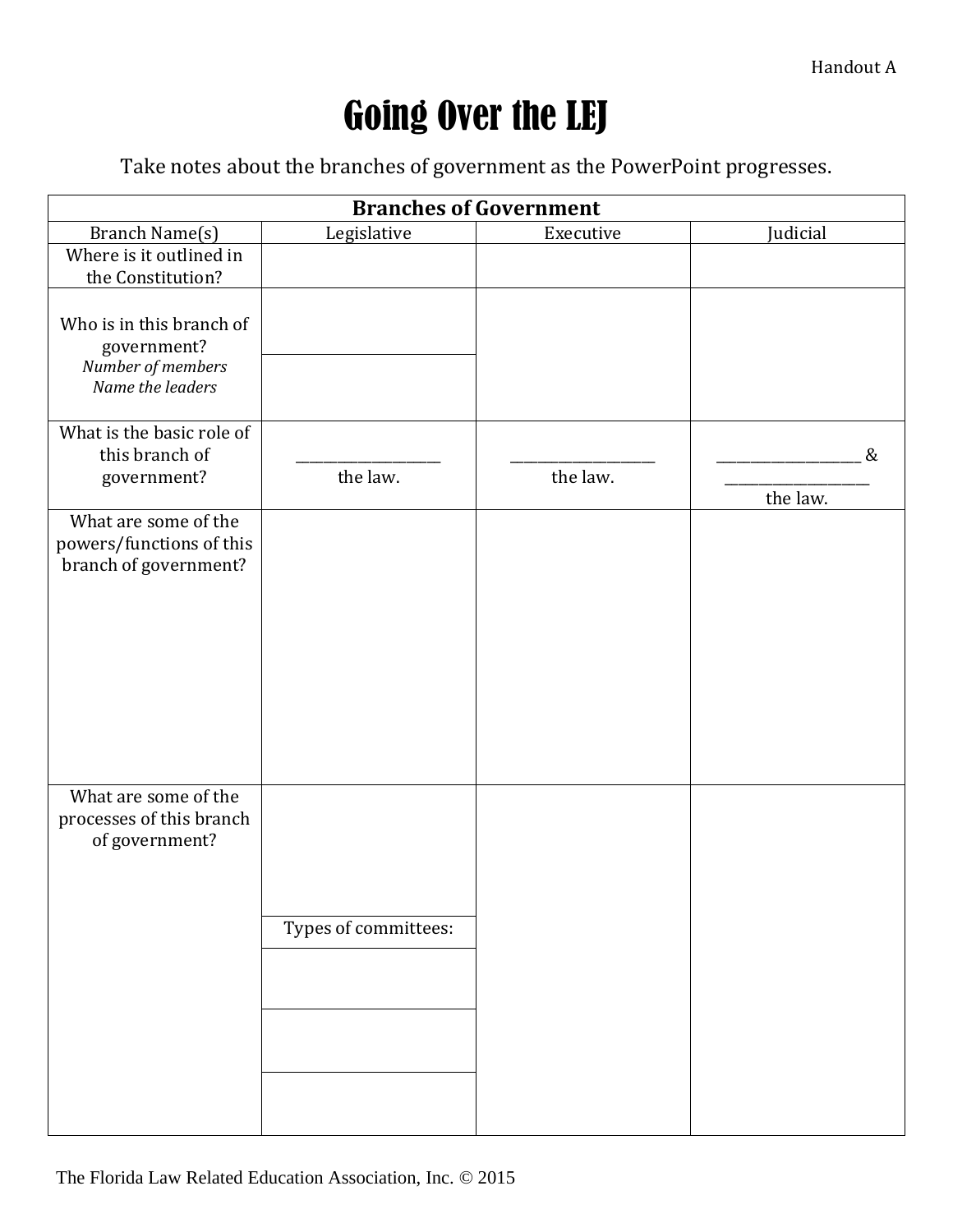Handout A

# Going Over the LEJ

Take notes about the branches of government as the PowerPoint progresses.

| Branches of Government | | | |
|---|---|---|---|
| Branch Name(s) | Legislative | Executive | Judicial |
| Where is it outlined in the Constitution? | | | |
| Who is in this branch of government? *Number of members* *Name the leaders* | | | |
| What is the basic role of this branch of government? | ___________________ the law. | ___________________ the law. | ___________________ & ___________________ the law. |
| What are some of the powers/functions of this branch of government? | | | |
| What are some of the processes of this branch of government? | Types of committees: | | |

The Florida Law Related Education Association, Inc. © 2015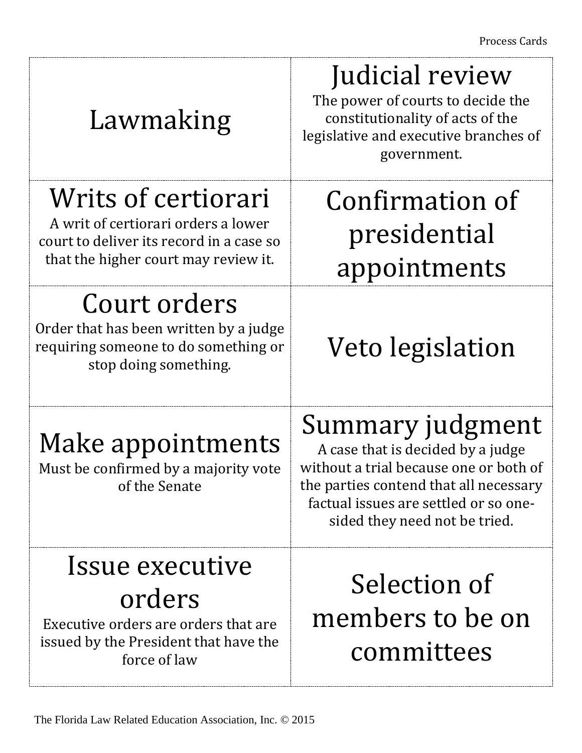| | |
|---|---|
| **Lawmaking** | **Judicial review**<br>The power of courts to decide the constitutionality of acts of the legislative and executive branches of government. |
| **Writs of certiorari**<br>A writ of certiorari orders a lower court to deliver its record in a case so that the higher court may review it. | **Confirmation of presidential appointments** |
| **Court orders**<br>Order that has been written by a judge requiring someone to do something or stop doing something. | **Veto legislation** |
| **Make appointments**<br>Must be confirmed by a majority vote of the Senate | **Summary judgment**<br>A case that is decided by a judge without a trial because one or both of the parties contend that all necessary factual issues are settled or so one-sided they need not be tried. |
| **Issue executive orders**<br>Executive orders are orders that are issued by the President that have the force of law | **Selection of members to be on committees** |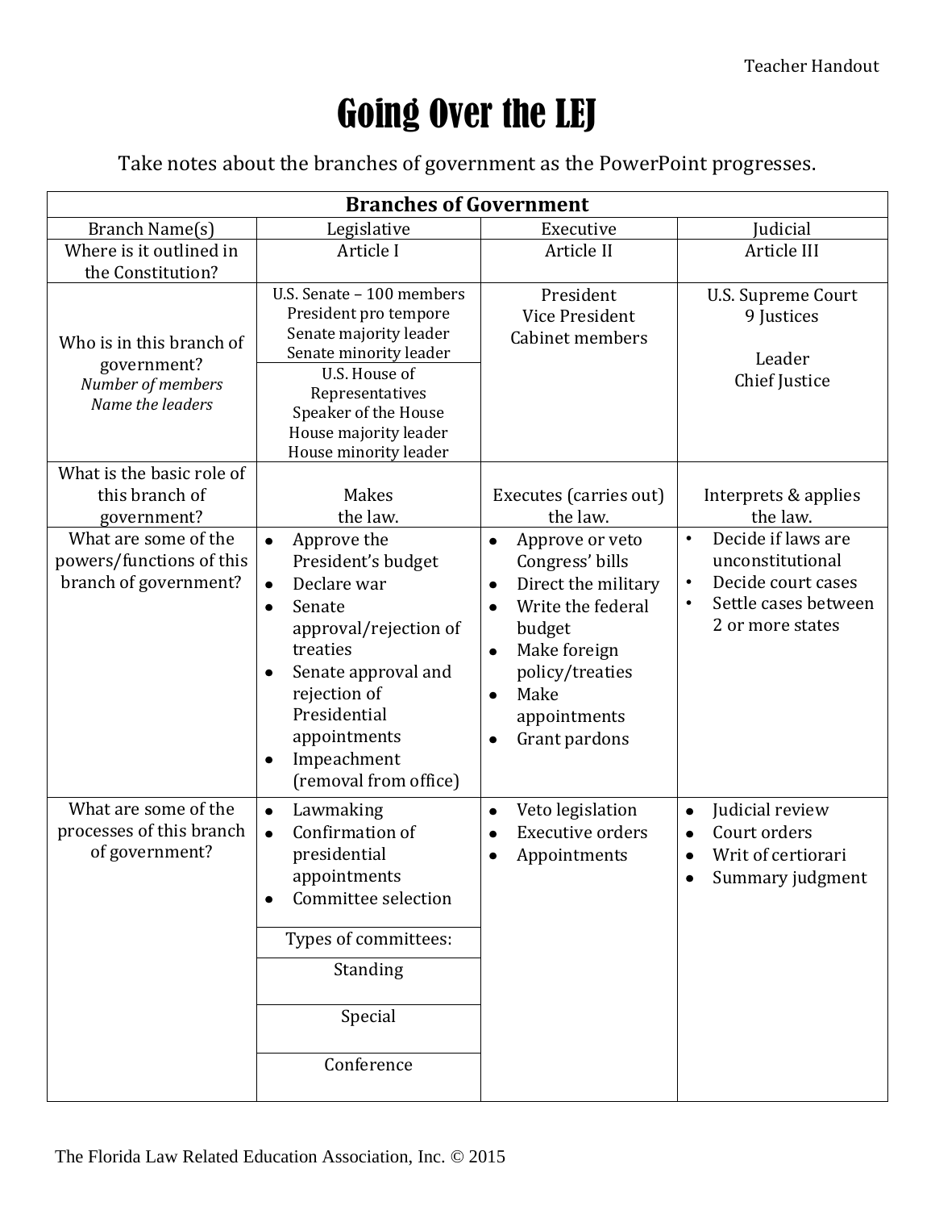Teacher Handout

# Going Over the LEJ

Take notes about the branches of government as the PowerPoint progresses.

| Branches of Government | | | |
|---|---|---|---|
| Branch Name(s) | Legislative | Executive | Judicial |
| Where is it outlined in the Constitution? | Article I | Article II | Article III |
| Who is in this branch of government?<br>*Number of members*<br>*Name the leaders* | U.S. Senate – 100 members<br>President pro tempore<br>Senate majority leader<br>Senate minority leader<br><br>U.S. House of Representatives<br>Speaker of the House<br>House majority leader<br>House minority leader | President<br>Vice President<br>Cabinet members | U.S. Supreme Court<br>9 Justices<br><br>Leader<br>Chief Justice |
| What is the basic role of this branch of government? | Makes the law. | Executes (carries out) the law. | Interprets & applies the law. |
| What are some of the powers/functions of this branch of government? | • Approve the President's budget<br>• Declare war<br>• Senate approval/rejection of treaties<br>• Senate approval and rejection of Presidential appointments<br>• Impeachment (removal from office) | • Approve or veto Congress' bills<br>• Direct the military<br>• Write the federal budget<br>• Make foreign policy/treaties<br>• Make appointments<br>• Grant pardons | • Decide if laws are unconstitutional<br>• Decide court cases<br>• Settle cases between 2 or more states |
| What are some of the processes of this branch of government? | • Lawmaking<br>• Confirmation of presidential appointments<br>• Committee selection<br><br>Types of committees:<br>Standing<br>Special<br>Conference | • Veto legislation<br>• Executive orders<br>• Appointments | • Judicial review<br>• Court orders<br>• Writ of certiorari<br>• Summary judgment |

The Florida Law Related Education Association, Inc. © 2015